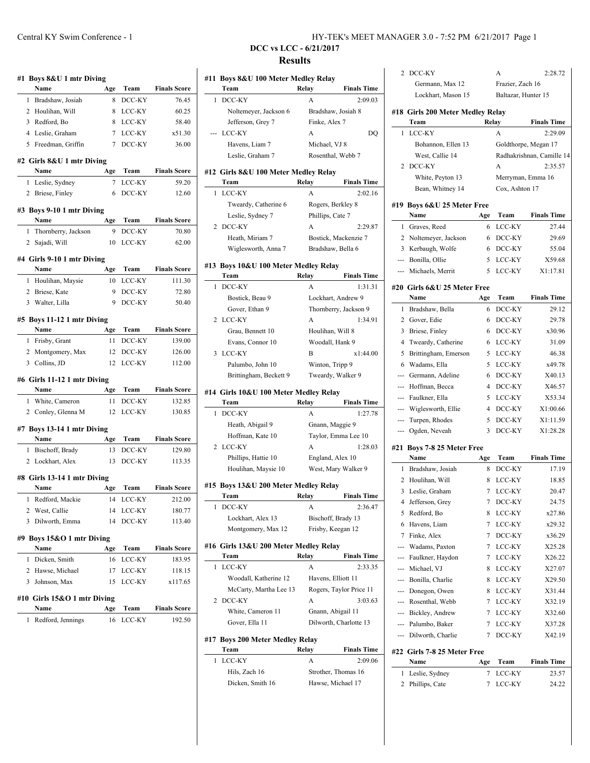# DCC vs LCC - 6/21/2017

## Results

### #1 Boys 8&U 1 mtr Diving

| | Name | Age | Team | Finals Score |
|---|---|---|---|---|
| 1 | Bradshaw, Josiah | 8 | DCC-KY | 76.45 |
| 2 | Houlihan, Will | 8 | LCC-KY | 60.25 |
| 3 | Redford, Bo | 8 | LCC-KY | 58.40 |
| 4 | Leslie, Graham | 7 | LCC-KY | x51.30 |
| 5 | Freedman, Griffin | 7 | DCC-KY | 36.00 |

### #2 Girls 8&U 1 mtr Diving

| | Name | Age | Team | Finals Score |
|---|---|---|---|---|
| 1 | Leslie, Sydney | 7 | LCC-KY | 59.20 |
| 2 | Briese, Finley | 6 | DCC-KY | 12.60 |

### #3 Boys 9-10 1 mtr Diving

| | Name | Age | Team | Finals Score |
|---|---|---|---|---|
| 1 | Thornberry, Jackson | 9 | DCC-KY | 70.80 |
| 2 | Sajadi, Will | 10 | LCC-KY | 62.00 |

### #4 Girls 9-10 1 mtr Diving

| | Name | Age | Team | Finals Score |
|---|---|---|---|---|
| 1 | Houlihan, Maysie | 10 | LCC-KY | 111.30 |
| 2 | Briese, Kate | 9 | DCC-KY | 72.80 |
| 3 | Walter, Lilla | 9 | DCC-KY | 50.40 |

### #5 Boys 11-12 1 mtr Diving

| | Name | Age | Team | Finals Score |
|---|---|---|---|---|
| 1 | Frisby, Grant | 11 | DCC-KY | 139.00 |
| 2 | Montgomery, Max | 12 | DCC-KY | 126.00 |
| 3 | Collins, JD | 12 | LCC-KY | 112.00 |

### #6 Girls 11-12 1 mtr Diving

| | Name | Age | Team | Finals Score |
|---|---|---|---|---|
| 1 | White, Cameron | 11 | DCC-KY | 132.85 |
| 2 | Conley, Glenna M | 12 | LCC-KY | 130.85 |

### #7 Boys 13-14 1 mtr Diving

| | Name | Age | Team | Finals Score |
|---|---|---|---|---|
| 1 | Bischoff, Brady | 13 | DCC-KY | 129.80 |
| 2 | Lockhart, Alex | 13 | DCC-KY | 113.35 |

### #8 Girls 13-14 1 mtr Diving

| | Name | Age | Team | Finals Score |
|---|---|---|---|---|
| 1 | Redford, Mackie | 14 | LCC-KY | 212.00 |
| 2 | West, Callie | 14 | LCC-KY | 180.77 |
| 3 | Dilworth, Emma | 14 | DCC-KY | 113.40 |

### #9 Boys 15&O 1 mtr Diving

| | Name | Age | Team | Finals Score |
|---|---|---|---|---|
| 1 | Dicken, Smith | 16 | LCC-KY | 183.95 |
| 2 | Hawse, Michael | 17 | LCC-KY | 118.15 |
| 3 | Johnson, Max | 15 | LCC-KY | x117.65 |

### #10 Girls 15&O 1 mtr Diving

| | Name | Age | Team | Finals Score |
|---|---|---|---|---|
| 1 | Redford, Jennings | 16 | LCC-KY | 192.50 |

### #11 Boys 8&U 100 Meter Medley Relay

| | Team | Relay | Finals Time |
|---|---|---|---|
| 1 | DCC-KY | A | 2:09.03 |
| | Noltemeyer, Jackson 6 | Bradshaw, Josiah 8 | |
| | Jefferson, Grey 7 | Finke, Alex 7 | |
| --- | LCC-KY | A | DQ |
| | Havens, Liam 7 | Michael, VJ 8 | |
| | Leslie, Graham 7 | Rosenthal, Webb 7 | |

### #12 Girls 8&U 100 Meter Medley Relay

| | Team | Relay | Finals Time |
|---|---|---|---|
| 1 | LCC-KY | A | 2:02.16 |
| | Tweardy, Catherine 6 | Rogers, Berkley 8 | |
| | Leslie, Sydney 7 | Phillips, Cate 7 | |
| 2 | DCC-KY | A | 2:29.87 |
| | Heath, Miriam 7 | Bostick, Mackenzie 7 | |
| | Wiglesworth, Anna 7 | Bradshaw, Bella 6 | |

### #13 Boys 10&U 100 Meter Medley Relay

| | Team | Relay | Finals Time |
|---|---|---|---|
| 1 | DCC-KY | A | 1:31.31 |
| | Bostick, Beau 9 | Lockhart, Andrew 9 | |
| | Gover, Ethan 9 | Thornberry, Jackson 9 | |
| 2 | LCC-KY | A | 1:34.91 |
| | Grau, Bennett 10 | Houlihan, Will 8 | |
| | Evans, Connor 10 | Woodall, Hank 9 | |
| 3 | LCC-KY | B | x1:44.00 |
| | Palumbo, John 10 | Winton, Tripp 9 | |
| | Brittingham, Beckett 9 | Tweardy, Walker 9 | |

### #14 Girls 10&U 100 Meter Medley Relay

| | Team | Relay | Finals Time |
|---|---|---|---|
| 1 | DCC-KY | A | 1:27.78 |
| | Heath, Abigail 9 | Gnann, Maggie 9 | |
| | Hoffman, Kate 10 | Taylor, Emma Lee 10 | |
| 2 | LCC-KY | A | 1:28.03 |
| | Phillips, Hattie 10 | England, Alex 10 | |
| | Houlihan, Maysie 10 | West, Mary Walker 9 | |

### #15 Boys 13&U 200 Meter Medley Relay

| | Team | Relay | Finals Time |
|---|---|---|---|
| 1 | DCC-KY | A | 2:36.47 |
| | Lockhart, Alex 13 | Bischoff, Brady 13 | |
| | Montgomery, Max 12 | Frisby, Keegan 12 | |

### #16 Girls 13&U 200 Meter Medley Relay

| | Team | Relay | Finals Time |
|---|---|---|---|
| 1 | LCC-KY | A | 2:33.35 |
| | Woodall, Katherine 12 | Havens, Elliott 11 | |
| | McCarty, Martha Lee 13 | Rogers, Taylor Price 11 | |
| 2 | DCC-KY | A | 3:03.63 |
| | White, Cameron 11 | Gnann, Abigail 11 | |
| | Gover, Ella 11 | Dilworth, Charlotte 13 | |

### #17 Boys 200 Meter Medley Relay

| | Team | Relay | Finals Time |
|---|---|---|---|
| 1 | LCC-KY | A | 2:09.06 |
| | Hils, Zach 16 | Strother, Thomas 16 | |
| | Dicken, Smith 16 | Hawse, Michael 17 | |
| 2 | DCC-KY | A | 2:28.72 |
| | Germann, Max 12 | Frazier, Zach 16 | |
| | Lockhart, Mason 15 | Baltazar, Hunter 15 | |

### #18 Girls 200 Meter Medley Relay

| | Team | Relay | Finals Time |
|---|---|---|---|
| 1 | LCC-KY | A | 2:29.09 |
| | Bohannon, Ellen 13 | Goldthorpe, Megan 17 | |
| | West, Callie 14 | Radhakrishnan, Camille 14 | |
| 2 | DCC-KY | A | 2:35.57 |
| | White, Peyton 13 | Merryman, Emma 16 | |
| | Bean, Whitney 14 | Cox, Ashton 17 | |

### #19 Boys 6&U 25 Meter Free

| | Name | Age | Team | Finals Time |
|---|---|---|---|---|
| 1 | Graves, Reed | 6 | LCC-KY | 27.44 |
| 2 | Noltemeyer, Jackson | 6 | DCC-KY | 29.69 |
| 3 | Kerbaugh, Wolfe | 6 | DCC-KY | 55.04 |
| --- | Bonilla, Ollie | 5 | LCC-KY | X59.68 |
| --- | Michaels, Merrit | 5 | LCC-KY | X1:17.81 |

### #20 Girls 6&U 25 Meter Free

| | Name | Age | Team | Finals Time |
|---|---|---|---|---|
| 1 | Bradshaw, Bella | 6 | DCC-KY | 29.12 |
| 2 | Gover, Edie | 6 | DCC-KY | 29.78 |
| 3 | Briese, Finley | 6 | DCC-KY | x30.96 |
| 4 | Tweardy, Catherine | 6 | LCC-KY | 31.09 |
| 5 | Brittingham, Emerson | 5 | LCC-KY | 46.38 |
| 6 | Wadams, Ella | 5 | LCC-KY | x49.78 |
| --- | Germann, Adeline | 6 | DCC-KY | X40.13 |
| --- | Hoffman, Becca | 4 | DCC-KY | X46.57 |
| --- | Faulkner, Ella | 5 | LCC-KY | X53.34 |
| --- | Wiglesworth, Ellie | 4 | DCC-KY | X1:00.66 |
| --- | Turpen, Rhodes | 5 | DCC-KY | X1:11.59 |
| --- | Ogden, Neveah | 3 | DCC-KY | X1:28.28 |

### #21 Boys 7-8 25 Meter Free

| | Name | Age | Team | Finals Time |
|---|---|---|---|---|
| 1 | Bradshaw, Josiah | 8 | DCC-KY | 17.19 |
| 2 | Houlihan, Will | 8 | LCC-KY | 18.85 |
| 3 | Leslie, Graham | 7 | LCC-KY | 20.47 |
| 4 | Jefferson, Grey | 7 | DCC-KY | 24.75 |
| 5 | Redford, Bo | 8 | LCC-KY | x27.86 |
| 6 | Havens, Liam | 7 | LCC-KY | x29.32 |
| 7 | Finke, Alex | 7 | DCC-KY | x36.29 |
| --- | Wadams, Paxton | 7 | LCC-KY | X25.28 |
| --- | Faulkner, Haydon | 7 | LCC-KY | X26.22 |
| --- | Michael, VJ | 8 | LCC-KY | X27.07 |
| --- | Bonilla, Charlie | 8 | LCC-KY | X29.50 |
| --- | Donegon, Owen | 8 | LCC-KY | X31.44 |
| --- | Rosenthal, Webb | 7 | LCC-KY | X32.19 |
| --- | Bickley, Andrew | 7 | LCC-KY | X32.60 |
| --- | Palumbo, Baker | 7 | LCC-KY | X37.28 |
| --- | Dilworth, Charlie | 7 | DCC-KY | X42.19 |

### #22 Girls 7-8 25 Meter Free

| | Name | Age | Team | Finals Time |
|---|---|---|---|---|
| 1 | Leslie, Sydney | 7 | LCC-KY | 23.57 |
| 2 | Phillips, Cate | 7 | LCC-KY | 24.22 |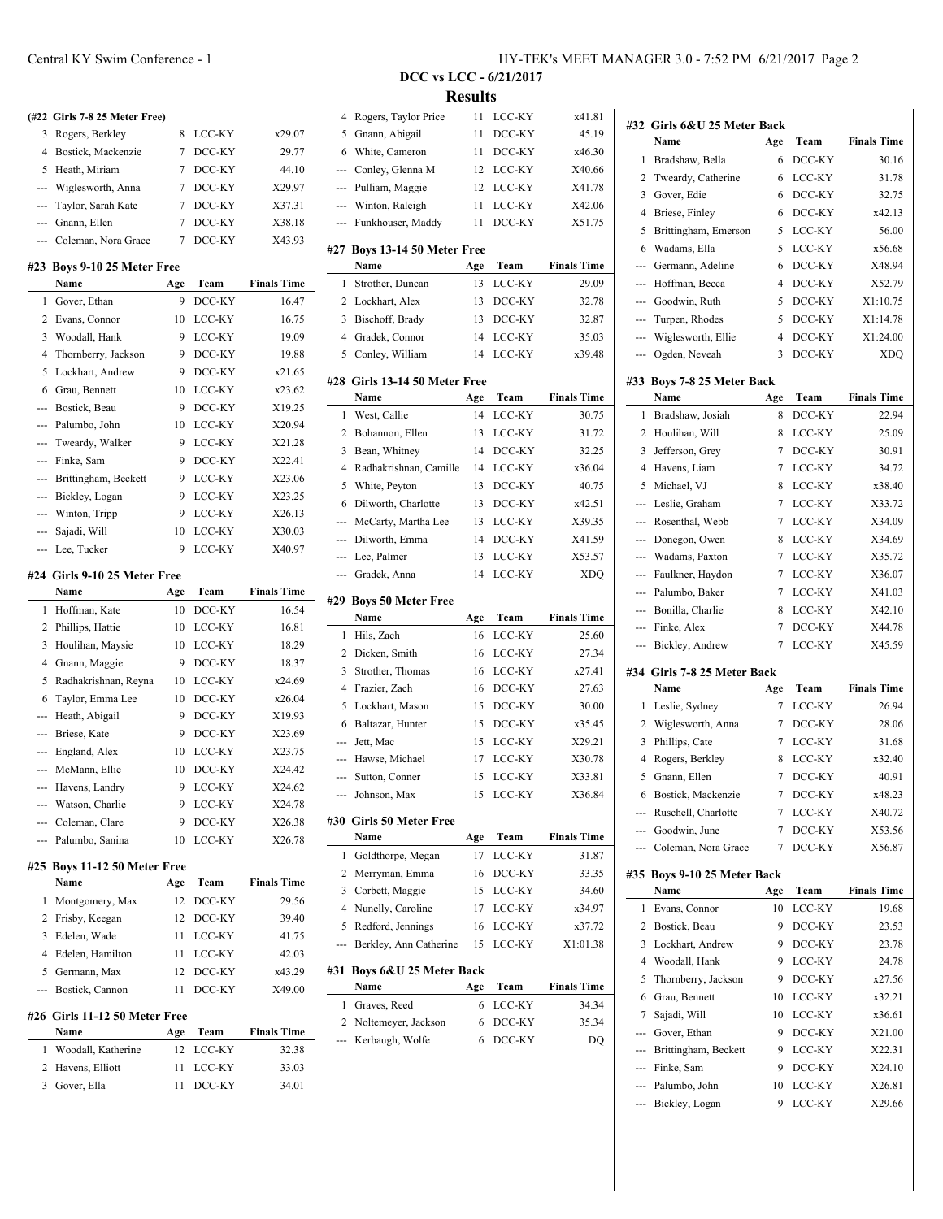## DCC vs LCC - 6/21/2017

## Results

**(#22 Girls 7-8 25 Meter Free)**

| | Name | Age | Team | Finals Time |
|---|---|---|---|---|
| 3 | Rogers, Berkley | 8 | LCC-KY | x29.07 |
| 4 | Bostick, Mackenzie | 7 | DCC-KY | 29.77 |
| 5 | Heath, Miriam | 7 | DCC-KY | 44.10 |
| --- | Wiglesworth, Anna | 7 | DCC-KY | X29.97 |
| --- | Taylor, Sarah Kate | 7 | DCC-KY | X37.31 |
| --- | Gnann, Ellen | 7 | DCC-KY | X38.18 |
| --- | Coleman, Nora Grace | 7 | DCC-KY | X43.93 |

### #23 Boys 9-10 25 Meter Free

| | Name | Age | Team | Finals Time |
|---|---|---|---|---|
| 1 | Gover, Ethan | 9 | DCC-KY | 16.47 |
| 2 | Evans, Connor | 10 | LCC-KY | 16.75 |
| 3 | Woodall, Hank | 9 | LCC-KY | 19.09 |
| 4 | Thornberry, Jackson | 9 | DCC-KY | 19.88 |
| 5 | Lockhart, Andrew | 9 | DCC-KY | x21.65 |
| 6 | Grau, Bennett | 10 | LCC-KY | x23.62 |
| --- | Bostick, Beau | 9 | DCC-KY | X19.25 |
| --- | Palumbo, John | 10 | LCC-KY | X20.94 |
| --- | Tweardy, Walker | 9 | LCC-KY | X21.28 |
| --- | Finke, Sam | 9 | DCC-KY | X22.41 |
| --- | Brittingham, Beckett | 9 | LCC-KY | X23.06 |
| --- | Bickley, Logan | 9 | LCC-KY | X23.25 |
| --- | Winton, Tripp | 9 | LCC-KY | X26.13 |
| --- | Sajadi, Will | 10 | LCC-KY | X30.03 |
| --- | Lee, Tucker | 9 | LCC-KY | X40.97 |

### #24 Girls 9-10 25 Meter Free

| | Name | Age | Team | Finals Time |
|---|---|---|---|---|
| 1 | Hoffman, Kate | 10 | DCC-KY | 16.54 |
| 2 | Phillips, Hattie | 10 | LCC-KY | 16.81 |
| 3 | Houlihan, Maysie | 10 | LCC-KY | 18.29 |
| 4 | Gnann, Maggie | 9 | DCC-KY | 18.37 |
| 5 | Radhakrishnan, Reyna | 10 | LCC-KY | x24.69 |
| 6 | Taylor, Emma Lee | 10 | DCC-KY | x26.04 |
| --- | Heath, Abigail | 9 | DCC-KY | X19.93 |
| --- | Briese, Kate | 9 | DCC-KY | X23.69 |
| --- | England, Alex | 10 | LCC-KY | X23.75 |
| --- | McMann, Ellie | 10 | DCC-KY | X24.42 |
| --- | Havens, Landry | 9 | LCC-KY | X24.62 |
| --- | Watson, Charlie | 9 | LCC-KY | X24.78 |
| --- | Coleman, Clare | 9 | DCC-KY | X26.38 |
| --- | Palumbo, Sanina | 10 | LCC-KY | X26.78 |

### #25 Boys 11-12 50 Meter Free

| | Name | Age | Team | Finals Time |
|---|---|---|---|---|
| 1 | Montgomery, Max | 12 | DCC-KY | 29.56 |
| 2 | Frisby, Keegan | 12 | DCC-KY | 39.40 |
| 3 | Edelen, Wade | 11 | LCC-KY | 41.75 |
| 4 | Edelen, Hamilton | 11 | LCC-KY | 42.03 |
| 5 | Germann, Max | 12 | DCC-KY | x43.29 |
| --- | Bostick, Cannon | 11 | DCC-KY | X49.00 |

### #26 Girls 11-12 50 Meter Free

| | Name | Age | Team | Finals Time |
|---|---|---|---|---|
| 1 | Woodall, Katherine | 12 | LCC-KY | 32.38 |
| 2 | Havens, Elliott | 11 | LCC-KY | 33.03 |
| 3 | Gover, Ella | 11 | DCC-KY | 34.01 |
| 4 | Rogers, Taylor Price | 11 | LCC-KY | x41.81 |
| 5 | Gnann, Abigail | 11 | DCC-KY | 45.19 |
| 6 | White, Cameron | 11 | DCC-KY | x46.30 |
| --- | Conley, Glenna M | 12 | LCC-KY | X40.66 |
| --- | Pulliam, Maggie | 12 | LCC-KY | X41.78 |
| --- | Winton, Raleigh | 11 | LCC-KY | X42.06 |
| --- | Funkhouser, Maddy | 11 | DCC-KY | X51.75 |

### #27 Boys 13-14 50 Meter Free

| | Name | Age | Team | Finals Time |
|---|---|---|---|---|
| 1 | Strother, Duncan | 13 | LCC-KY | 29.09 |
| 2 | Lockhart, Alex | 13 | DCC-KY | 32.78 |
| 3 | Bischoff, Brady | 13 | DCC-KY | 32.87 |
| 4 | Gradek, Connor | 14 | LCC-KY | 35.03 |
| 5 | Conley, William | 14 | LCC-KY | x39.48 |

### #28 Girls 13-14 50 Meter Free

| | Name | Age | Team | Finals Time |
|---|---|---|---|---|
| 1 | West, Callie | 14 | LCC-KY | 30.75 |
| 2 | Bohannon, Ellen | 13 | LCC-KY | 31.72 |
| 3 | Bean, Whitney | 14 | DCC-KY | 32.25 |
| 4 | Radhakrishnan, Camille | 14 | LCC-KY | x36.04 |
| 5 | White, Peyton | 13 | DCC-KY | 40.75 |
| 6 | Dilworth, Charlotte | 13 | DCC-KY | x42.51 |
| --- | McCarty, Martha Lee | 13 | LCC-KY | X39.35 |
| --- | Dilworth, Emma | 14 | DCC-KY | X41.59 |
| --- | Lee, Palmer | 13 | LCC-KY | X53.57 |
| --- | Gradek, Anna | 14 | LCC-KY | XDQ |

### #29 Boys 50 Meter Free

| | Name | Age | Team | Finals Time |
|---|---|---|---|---|
| 1 | Hils, Zach | 16 | LCC-KY | 25.60 |
| 2 | Dicken, Smith | 16 | LCC-KY | 27.34 |
| 3 | Strother, Thomas | 16 | LCC-KY | x27.41 |
| 4 | Frazier, Zach | 16 | DCC-KY | 27.63 |
| 5 | Lockhart, Mason | 15 | DCC-KY | 30.00 |
| 6 | Baltazar, Hunter | 15 | DCC-KY | x35.45 |
| --- | Jett, Mac | 15 | LCC-KY | X29.21 |
| --- | Hawse, Michael | 17 | LCC-KY | X30.78 |
| --- | Sutton, Conner | 15 | LCC-KY | X33.81 |
| --- | Johnson, Max | 15 | LCC-KY | X36.84 |

### #30 Girls 50 Meter Free

| | Name | Age | Team | Finals Time |
|---|---|---|---|---|
| 1 | Goldthorpe, Megan | 17 | LCC-KY | 31.87 |
| 2 | Merryman, Emma | 16 | DCC-KY | 33.35 |
| 3 | Corbett, Maggie | 15 | LCC-KY | 34.60 |
| 4 | Nunelly, Caroline | 17 | LCC-KY | x34.97 |
| 5 | Redford, Jennings | 16 | LCC-KY | x37.72 |
| --- | Berkley, Ann Catherine | 15 | LCC-KY | X1:01.38 |

### #31 Boys 6&U 25 Meter Back

| | Name | Age | Team | Finals Time |
|---|---|---|---|---|
| 1 | Graves, Reed | 6 | LCC-KY | 34.34 |
| 2 | Noltemeyer, Jackson | 6 | DCC-KY | 35.34 |
| --- | Kerbaugh, Wolfe | 6 | DCC-KY | DQ |

### #32 Girls 6&U 25 Meter Back

| | Name | Age | Team | Finals Time |
|---|---|---|---|---|
| 1 | Bradshaw, Bella | 6 | DCC-KY | 30.16 |
| 2 | Tweardy, Catherine | 6 | LCC-KY | 31.78 |
| 3 | Gover, Edie | 6 | DCC-KY | 32.75 |
| 4 | Briese, Finley | 6 | DCC-KY | x42.13 |
| 5 | Brittingham, Emerson | 5 | LCC-KY | 56.00 |
| 6 | Wadams, Ella | 5 | LCC-KY | x56.68 |
| --- | Germann, Adeline | 6 | DCC-KY | X48.94 |
| --- | Hoffman, Becca | 4 | DCC-KY | X52.79 |
| --- | Goodwin, Ruth | 5 | DCC-KY | X1:10.75 |
| --- | Turpen, Rhodes | 5 | DCC-KY | X1:14.78 |
| --- | Wiglesworth, Ellie | 4 | DCC-KY | X1:24.00 |
| --- | Ogden, Neveah | 3 | DCC-KY | XDQ |

### #33 Boys 7-8 25 Meter Back

| | Name | Age | Team | Finals Time |
|---|---|---|---|---|
| 1 | Bradshaw, Josiah | 8 | DCC-KY | 22.94 |
| 2 | Houlihan, Will | 8 | LCC-KY | 25.09 |
| 3 | Jefferson, Grey | 7 | DCC-KY | 30.91 |
| 4 | Havens, Liam | 7 | LCC-KY | 34.72 |
| 5 | Michael, VJ | 8 | LCC-KY | x38.40 |
| --- | Leslie, Graham | 7 | LCC-KY | X33.72 |
| --- | Rosenthal, Webb | 7 | LCC-KY | X34.09 |
| --- | Donegon, Owen | 8 | LCC-KY | X34.69 |
| --- | Wadams, Paxton | 7 | LCC-KY | X35.72 |
| --- | Faulkner, Haydon | 7 | LCC-KY | X36.07 |
| --- | Palumbo, Baker | 7 | LCC-KY | X41.03 |
| --- | Bonilla, Charlie | 8 | LCC-KY | X42.10 |
| --- | Finke, Alex | 7 | DCC-KY | X44.78 |
| --- | Bickley, Andrew | 7 | LCC-KY | X45.59 |

### #34 Girls 7-8 25 Meter Back

| | Name | Age | Team | Finals Time |
|---|---|---|---|---|
| 1 | Leslie, Sydney | 7 | LCC-KY | 26.94 |
| 2 | Wiglesworth, Anna | 7 | DCC-KY | 28.06 |
| 3 | Phillips, Cate | 7 | LCC-KY | 31.68 |
| 4 | Rogers, Berkley | 8 | LCC-KY | x32.40 |
| 5 | Gnann, Ellen | 7 | DCC-KY | 40.91 |
| 6 | Bostick, Mackenzie | 7 | DCC-KY | x48.23 |
| --- | Ruschell, Charlotte | 7 | LCC-KY | X40.72 |
| --- | Goodwin, June | 7 | DCC-KY | X53.56 |
| --- | Coleman, Nora Grace | 7 | DCC-KY | X56.87 |

### #35 Boys 9-10 25 Meter Back

| | Name | Age | Team | Finals Time |
|---|---|---|---|---|
| 1 | Evans, Connor | 10 | LCC-KY | 19.68 |
| 2 | Bostick, Beau | 9 | DCC-KY | 23.53 |
| 3 | Lockhart, Andrew | 9 | DCC-KY | 23.78 |
| 4 | Woodall, Hank | 9 | LCC-KY | 24.78 |
| 5 | Thornberry, Jackson | 9 | DCC-KY | x27.56 |
| 6 | Grau, Bennett | 10 | LCC-KY | x32.21 |
| 7 | Sajadi, Will | 10 | LCC-KY | x36.61 |
| --- | Gover, Ethan | 9 | DCC-KY | X21.00 |
| --- | Brittingham, Beckett | 9 | LCC-KY | X22.31 |
| --- | Finke, Sam | 9 | DCC-KY | X24.10 |
| --- | Palumbo, John | 10 | LCC-KY | X26.81 |
| --- | Bickley, Logan | 9 | LCC-KY | X29.66 |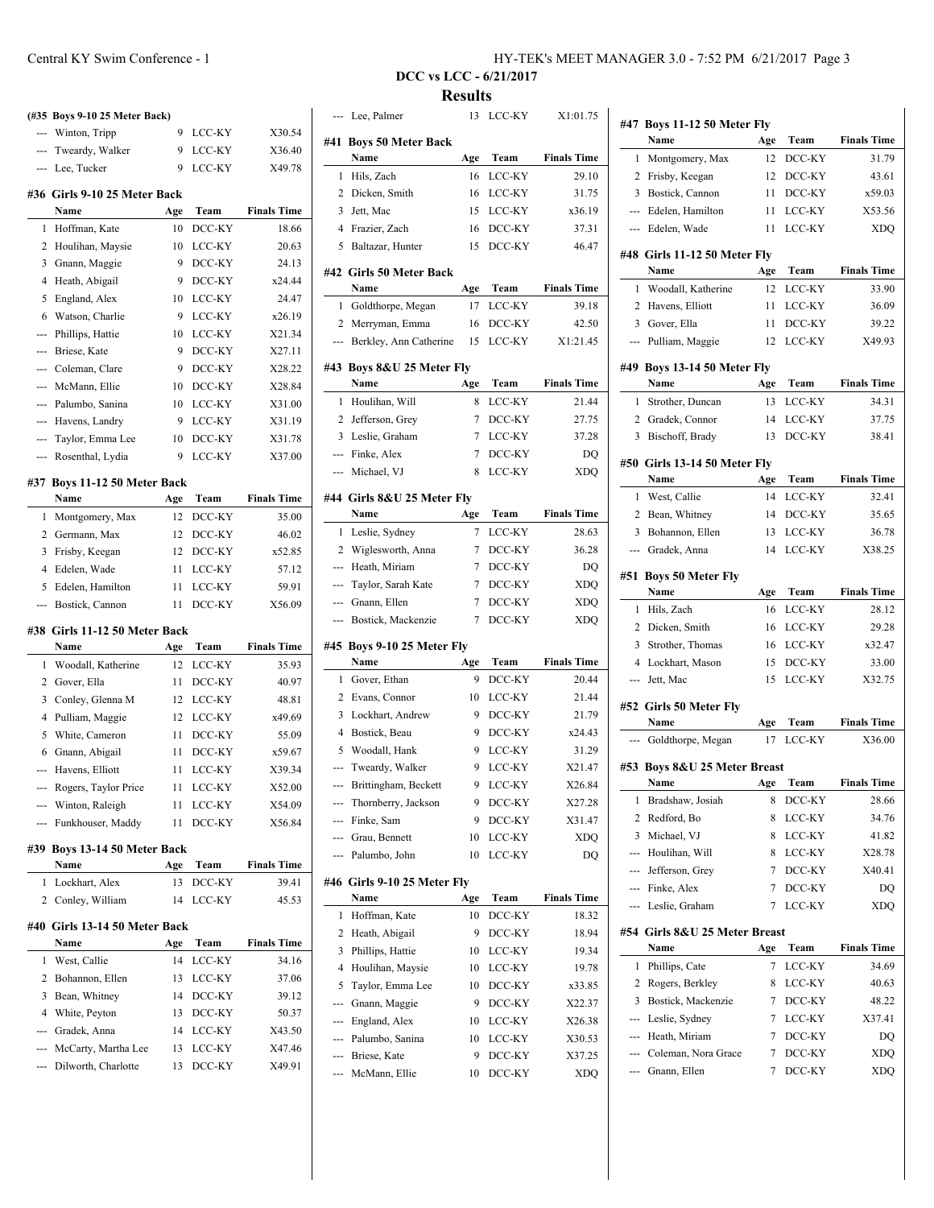## DCC vs LCC - 6/21/2017

## Results

**(#35 Boys 9-10 25 Meter Back)**

| | Name | Age | Team | Finals Time |
|---|---|---|---|---|
| --- | Winton, Tripp | 9 | LCC-KY | X30.54 |
| --- | Tweardy, Walker | 9 | LCC-KY | X36.40 |
| --- | Lee, Tucker | 9 | LCC-KY | X49.78 |

**#36 Girls 9-10 25 Meter Back**

| | Name | Age | Team | Finals Time |
|---|---|---|---|---|
| 1 | Hoffman, Kate | 10 | DCC-KY | 18.66 |
| 2 | Houlihan, Maysie | 10 | LCC-KY | 20.63 |
| 3 | Gnann, Maggie | 9 | DCC-KY | 24.13 |
| 4 | Heath, Abigail | 9 | DCC-KY | x24.44 |
| 5 | England, Alex | 10 | LCC-KY | 24.47 |
| 6 | Watson, Charlie | 9 | LCC-KY | x26.19 |
| --- | Phillips, Hattie | 10 | LCC-KY | X21.34 |
| --- | Briese, Kate | 9 | DCC-KY | X27.11 |
| --- | Coleman, Clare | 9 | DCC-KY | X28.22 |
| --- | McMann, Ellie | 10 | DCC-KY | X28.84 |
| --- | Palumbo, Sanina | 10 | LCC-KY | X31.00 |
| --- | Havens, Landry | 9 | LCC-KY | X31.19 |
| --- | Taylor, Emma Lee | 10 | DCC-KY | X31.78 |
| --- | Rosenthal, Lydia | 9 | LCC-KY | X37.00 |

**#37 Boys 11-12 50 Meter Back**

| | Name | Age | Team | Finals Time |
|---|---|---|---|---|
| 1 | Montgomery, Max | 12 | DCC-KY | 35.00 |
| 2 | Germann, Max | 12 | DCC-KY | 46.02 |
| 3 | Frisby, Keegan | 12 | DCC-KY | x52.85 |
| 4 | Edelen, Wade | 11 | LCC-KY | 57.12 |
| 5 | Edelen, Hamilton | 11 | LCC-KY | 59.91 |
| --- | Bostick, Cannon | 11 | DCC-KY | X56.09 |

**#38 Girls 11-12 50 Meter Back**

| | Name | Age | Team | Finals Time |
|---|---|---|---|---|
| 1 | Woodall, Katherine | 12 | LCC-KY | 35.93 |
| 2 | Gover, Ella | 11 | DCC-KY | 40.97 |
| 3 | Conley, Glenna M | 12 | LCC-KY | 48.81 |
| 4 | Pulliam, Maggie | 12 | LCC-KY | x49.69 |
| 5 | White, Cameron | 11 | DCC-KY | 55.09 |
| 6 | Gnann, Abigail | 11 | DCC-KY | x59.67 |
| --- | Havens, Elliott | 11 | LCC-KY | X39.34 |
| --- | Rogers, Taylor Price | 11 | LCC-KY | X52.00 |
| --- | Winton, Raleigh | 11 | LCC-KY | X54.09 |
| --- | Funkhouser, Maddy | 11 | DCC-KY | X56.84 |

**#39 Boys 13-14 50 Meter Back**

| | Name | Age | Team | Finals Time |
|---|---|---|---|---|
| 1 | Lockhart, Alex | 13 | DCC-KY | 39.41 |
| 2 | Conley, William | 14 | LCC-KY | 45.53 |

**#40 Girls 13-14 50 Meter Back**

| | Name | Age | Team | Finals Time |
|---|---|---|---|---|
| 1 | West, Callie | 14 | LCC-KY | 34.16 |
| 2 | Bohannon, Ellen | 13 | LCC-KY | 37.06 |
| 3 | Bean, Whitney | 14 | DCC-KY | 39.12 |
| 4 | White, Peyton | 13 | DCC-KY | 50.37 |
| --- | Gradek, Anna | 14 | LCC-KY | X43.50 |
| --- | McCarty, Martha Lee | 13 | LCC-KY | X47.46 |
| --- | Dilworth, Charlotte | 13 | DCC-KY | X49.91 |
| --- | Lee, Palmer | 13 | LCC-KY | X1:01.75 |

**#41 Boys 50 Meter Back**

| | Name | Age | Team | Finals Time |
|---|---|---|---|---|
| 1 | Hils, Zach | 16 | LCC-KY | 29.10 |
| 2 | Dicken, Smith | 16 | LCC-KY | 31.75 |
| 3 | Jett, Mac | 15 | LCC-KY | x36.19 |
| 4 | Frazier, Zach | 16 | DCC-KY | 37.31 |
| 5 | Baltazar, Hunter | 15 | DCC-KY | 46.47 |

**#42 Girls 50 Meter Back**

| | Name | Age | Team | Finals Time |
|---|---|---|---|---|
| 1 | Goldthorpe, Megan | 17 | LCC-KY | 39.18 |
| 2 | Merryman, Emma | 16 | DCC-KY | 42.50 |
| --- | Berkley, Ann Catherine | 15 | LCC-KY | X1:21.45 |

**#43 Boys 8&U 25 Meter Fly**

| | Name | Age | Team | Finals Time |
|---|---|---|---|---|
| 1 | Houlihan, Will | 8 | LCC-KY | 21.44 |
| 2 | Jefferson, Grey | 7 | DCC-KY | 27.75 |
| 3 | Leslie, Graham | 7 | LCC-KY | 37.28 |
| --- | Finke, Alex | 7 | DCC-KY | DQ |
| --- | Michael, VJ | 8 | LCC-KY | XDQ |

**#44 Girls 8&U 25 Meter Fly**

| | Name | Age | Team | Finals Time |
|---|---|---|---|---|
| 1 | Leslie, Sydney | 7 | LCC-KY | 28.63 |
| 2 | Wiglesworth, Anna | 7 | DCC-KY | 36.28 |
| --- | Heath, Miriam | 7 | DCC-KY | DQ |
| --- | Taylor, Sarah Kate | 7 | DCC-KY | XDQ |
| --- | Gnann, Ellen | 7 | DCC-KY | XDQ |
| --- | Bostick, Mackenzie | 7 | DCC-KY | XDQ |

**#45 Boys 9-10 25 Meter Fly**

| | Name | Age | Team | Finals Time |
|---|---|---|---|---|
| 1 | Gover, Ethan | 9 | DCC-KY | 20.44 |
| 2 | Evans, Connor | 10 | LCC-KY | 21.44 |
| 3 | Lockhart, Andrew | 9 | DCC-KY | 21.79 |
| 4 | Bostick, Beau | 9 | DCC-KY | x24.43 |
| 5 | Woodall, Hank | 9 | LCC-KY | 31.29 |
| --- | Tweardy, Walker | 9 | LCC-KY | X21.47 |
| --- | Brittingham, Beckett | 9 | LCC-KY | X26.84 |
| --- | Thornberry, Jackson | 9 | DCC-KY | X27.28 |
| --- | Finke, Sam | 9 | DCC-KY | X31.47 |
| --- | Grau, Bennett | 10 | LCC-KY | XDQ |
| --- | Palumbo, John | 10 | LCC-KY | DQ |

**#46 Girls 9-10 25 Meter Fly**

| | Name | Age | Team | Finals Time |
|---|---|---|---|---|
| 1 | Hoffman, Kate | 10 | DCC-KY | 18.32 |
| 2 | Heath, Abigail | 9 | DCC-KY | 18.94 |
| 3 | Phillips, Hattie | 10 | LCC-KY | 19.34 |
| 4 | Houlihan, Maysie | 10 | LCC-KY | 19.78 |
| 5 | Taylor, Emma Lee | 10 | DCC-KY | x33.85 |
| --- | Gnann, Maggie | 9 | DCC-KY | X22.37 |
| --- | England, Alex | 10 | LCC-KY | X26.38 |
| --- | Palumbo, Sanina | 10 | LCC-KY | X30.53 |
| --- | Briese, Kate | 9 | DCC-KY | X37.25 |
| --- | McMann, Ellie | 10 | DCC-KY | XDQ |

**#47 Boys 11-12 50 Meter Fly**

| | Name | Age | Team | Finals Time |
|---|---|---|---|---|
| 1 | Montgomery, Max | 12 | DCC-KY | 31.79 |
| 2 | Frisby, Keegan | 12 | DCC-KY | 43.61 |
| 3 | Bostick, Cannon | 11 | DCC-KY | x59.03 |
| --- | Edelen, Hamilton | 11 | LCC-KY | X53.56 |
| --- | Edelen, Wade | 11 | LCC-KY | XDQ |

**#48 Girls 11-12 50 Meter Fly**

| | Name | Age | Team | Finals Time |
|---|---|---|---|---|
| 1 | Woodall, Katherine | 12 | LCC-KY | 33.90 |
| 2 | Havens, Elliott | 11 | LCC-KY | 36.09 |
| 3 | Gover, Ella | 11 | DCC-KY | 39.22 |
| --- | Pulliam, Maggie | 12 | LCC-KY | X49.93 |

**#49 Boys 13-14 50 Meter Fly**

| | Name | Age | Team | Finals Time |
|---|---|---|---|---|
| 1 | Strother, Duncan | 13 | LCC-KY | 34.31 |
| 2 | Gradek, Connor | 14 | LCC-KY | 37.75 |
| 3 | Bischoff, Brady | 13 | DCC-KY | 38.41 |

**#50 Girls 13-14 50 Meter Fly**

| | Name | Age | Team | Finals Time |
|---|---|---|---|---|
| 1 | West, Callie | 14 | LCC-KY | 32.41 |
| 2 | Bean, Whitney | 14 | DCC-KY | 35.65 |
| 3 | Bohannon, Ellen | 13 | LCC-KY | 36.78 |
| --- | Gradek, Anna | 14 | LCC-KY | X38.25 |

**#51 Boys 50 Meter Fly**

| | Name | Age | Team | Finals Time |
|---|---|---|---|---|
| 1 | Hils, Zach | 16 | LCC-KY | 28.12 |
| 2 | Dicken, Smith | 16 | LCC-KY | 29.28 |
| 3 | Strother, Thomas | 16 | LCC-KY | x32.47 |
| 4 | Lockhart, Mason | 15 | DCC-KY | 33.00 |
| --- | Jett, Mac | 15 | LCC-KY | X32.75 |

**#52 Girls 50 Meter Fly**

| | Name | Age | Team | Finals Time |
|---|---|---|---|---|
| --- | Goldthorpe, Megan | 17 | LCC-KY | X36.00 |

**#53 Boys 8&U 25 Meter Breast**

| | Name | Age | Team | Finals Time |
|---|---|---|---|---|
| 1 | Bradshaw, Josiah | 8 | DCC-KY | 28.66 |
| 2 | Redford, Bo | 8 | LCC-KY | 34.76 |
| 3 | Michael, VJ | 8 | LCC-KY | 41.82 |
| --- | Houlihan, Will | 8 | LCC-KY | X28.78 |
| --- | Jefferson, Grey | 7 | DCC-KY | X40.41 |
| --- | Finke, Alex | 7 | DCC-KY | DQ |
| --- | Leslie, Graham | 7 | LCC-KY | XDQ |

**#54 Girls 8&U 25 Meter Breast**

| | Name | Age | Team | Finals Time |
|---|---|---|---|---|
| 1 | Phillips, Cate | 7 | LCC-KY | 34.69 |
| 2 | Rogers, Berkley | 8 | LCC-KY | 40.63 |
| 3 | Bostick, Mackenzie | 7 | DCC-KY | 48.22 |
| --- | Leslie, Sydney | 7 | LCC-KY | X37.41 |
| --- | Heath, Miriam | 7 | DCC-KY | DQ |
| --- | Coleman, Nora Grace | 7 | DCC-KY | XDQ |
| --- | Gnann, Ellen | 7 | DCC-KY | XDQ |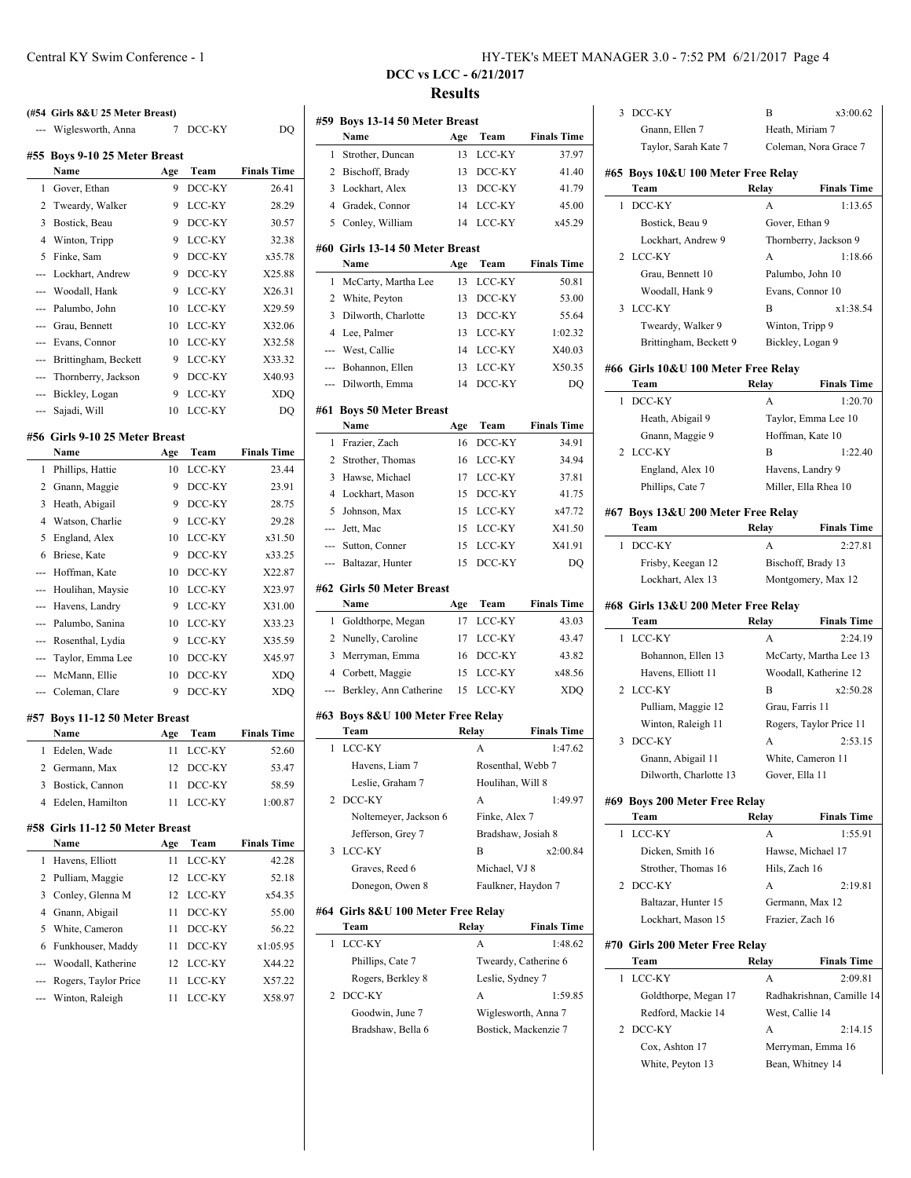**DCC vs LCC - 6/21/2017**

**Results**

### (#54 Girls 8&U 25 Meter Breast)

| | Name | Age | Team | Finals Time |
|---|---|---|---|---|
| --- | Wiglesworth, Anna | 7 | DCC-KY | DQ |

### #55 Boys 9-10 25 Meter Breast

| | Name | Age | Team | Finals Time |
|---|---|---|---|---|
| 1 | Gover, Ethan | 9 | DCC-KY | 26.41 |
| 2 | Tweardy, Walker | 9 | LCC-KY | 28.29 |
| 3 | Bostick, Beau | 9 | DCC-KY | 30.57 |
| 4 | Winton, Tripp | 9 | LCC-KY | 32.38 |
| 5 | Finke, Sam | 9 | DCC-KY | x35.78 |
| --- | Lockhart, Andrew | 9 | DCC-KY | X25.88 |
| --- | Woodall, Hank | 9 | LCC-KY | X26.31 |
| --- | Palumbo, John | 10 | LCC-KY | X29.59 |
| --- | Grau, Bennett | 10 | LCC-KY | X32.06 |
| --- | Evans, Connor | 10 | LCC-KY | X32.58 |
| --- | Brittingham, Beckett | 9 | LCC-KY | X33.32 |
| --- | Thornberry, Jackson | 9 | DCC-KY | X40.93 |
| --- | Bickley, Logan | 9 | LCC-KY | XDQ |
| --- | Sajadi, Will | 10 | LCC-KY | DQ |

### #56 Girls 9-10 25 Meter Breast

| | Name | Age | Team | Finals Time |
|---|---|---|---|---|
| 1 | Phillips, Hattie | 10 | LCC-KY | 23.44 |
| 2 | Gnann, Maggie | 9 | DCC-KY | 23.91 |
| 3 | Heath, Abigail | 9 | DCC-KY | 28.75 |
| 4 | Watson, Charlie | 9 | LCC-KY | 29.28 |
| 5 | England, Alex | 10 | LCC-KY | x31.50 |
| 6 | Briese, Kate | 9 | DCC-KY | x33.25 |
| --- | Hoffman, Kate | 10 | DCC-KY | X22.87 |
| --- | Houlihan, Maysie | 10 | LCC-KY | X23.97 |
| --- | Havens, Landry | 9 | LCC-KY | X31.00 |
| --- | Palumbo, Sanina | 10 | LCC-KY | X33.23 |
| --- | Rosenthal, Lydia | 9 | LCC-KY | X35.59 |
| --- | Taylor, Emma Lee | 10 | DCC-KY | X45.97 |
| --- | McMann, Ellie | 10 | DCC-KY | XDQ |
| --- | Coleman, Clare | 9 | DCC-KY | XDQ |

### #57 Boys 11-12 50 Meter Breast

| | Name | Age | Team | Finals Time |
|---|---|---|---|---|
| 1 | Edelen, Wade | 11 | LCC-KY | 52.60 |
| 2 | Germann, Max | 12 | DCC-KY | 53.47 |
| 3 | Bostick, Cannon | 11 | DCC-KY | 58.59 |
| 4 | Edelen, Hamilton | 11 | LCC-KY | 1:00.87 |

### #58 Girls 11-12 50 Meter Breast

| | Name | Age | Team | Finals Time |
|---|---|---|---|---|
| 1 | Havens, Elliott | 11 | LCC-KY | 42.28 |
| 2 | Pulliam, Maggie | 12 | LCC-KY | 52.18 |
| 3 | Conley, Glenna M | 12 | LCC-KY | x54.35 |
| 4 | Gnann, Abigail | 11 | DCC-KY | 55.00 |
| 5 | White, Cameron | 11 | DCC-KY | 56.22 |
| 6 | Funkhouser, Maddy | 11 | DCC-KY | x1:05.95 |
| --- | Woodall, Katherine | 12 | LCC-KY | X44.22 |
| --- | Rogers, Taylor Price | 11 | LCC-KY | X57.22 |
| --- | Winton, Raleigh | 11 | LCC-KY | X58.97 |

### #59 Boys 13-14 50 Meter Breast

| | Name | Age | Team | Finals Time |
|---|---|---|---|---|
| 1 | Strother, Duncan | 13 | LCC-KY | 37.97 |
| 2 | Bischoff, Brady | 13 | DCC-KY | 41.40 |
| 3 | Lockhart, Alex | 13 | DCC-KY | 41.79 |
| 4 | Gradek, Connor | 14 | LCC-KY | 45.00 |
| 5 | Conley, William | 14 | LCC-KY | x45.29 |

### #60 Girls 13-14 50 Meter Breast

| | Name | Age | Team | Finals Time |
|---|---|---|---|---|
| 1 | McCarty, Martha Lee | 13 | LCC-KY | 50.81 |
| 2 | White, Peyton | 13 | DCC-KY | 53.00 |
| 3 | Dilworth, Charlotte | 13 | DCC-KY | 55.64 |
| 4 | Lee, Palmer | 13 | LCC-KY | 1:02.32 |
| --- | West, Callie | 14 | LCC-KY | X40.03 |
| --- | Bohannon, Ellen | 13 | LCC-KY | X50.35 |
| --- | Dilworth, Emma | 14 | DCC-KY | DQ |

### #61 Boys 50 Meter Breast

| | Name | Age | Team | Finals Time |
|---|---|---|---|---|
| 1 | Frazier, Zach | 16 | DCC-KY | 34.91 |
| 2 | Strother, Thomas | 16 | LCC-KY | 34.94 |
| 3 | Hawse, Michael | 17 | LCC-KY | 37.81 |
| 4 | Lockhart, Mason | 15 | DCC-KY | 41.75 |
| 5 | Johnson, Max | 15 | LCC-KY | x47.72 |
| --- | Jett, Mac | 15 | LCC-KY | X41.50 |
| --- | Sutton, Conner | 15 | LCC-KY | X41.91 |
| --- | Baltazar, Hunter | 15 | DCC-KY | DQ |

### #62 Girls 50 Meter Breast

| | Name | Age | Team | Finals Time |
|---|---|---|---|---|
| 1 | Goldthorpe, Megan | 17 | LCC-KY | 43.03 |
| 2 | Nunelly, Caroline | 17 | LCC-KY | 43.47 |
| 3 | Merryman, Emma | 16 | DCC-KY | 43.82 |
| 4 | Corbett, Maggie | 15 | LCC-KY | x48.56 |
| --- | Berkley, Ann Catherine | 15 | LCC-KY | XDQ |

### #63 Boys 8&U 100 Meter Free Relay

| | Team | Relay | Finals Time |
|---|---|---|---|
| 1 | LCC-KY | A | 1:47.62 |
| | Havens, Liam 7 | Rosenthal, Webb 7 | |
| | Leslie, Graham 7 | Houlihan, Will 8 | |
| 2 | DCC-KY | A | 1:49.97 |
| | Noltemeyer, Jackson 6 | Finke, Alex 7 | |
| | Jefferson, Grey 7 | Bradshaw, Josiah 8 | |
| 3 | LCC-KY | B | x2:00.84 |
| | Graves, Reed 6 | Michael, VJ 8 | |
| | Donegon, Owen 8 | Faulkner, Haydon 7 | |

### #64 Girls 8&U 100 Meter Free Relay

| | Team | Relay | Finals Time |
|---|---|---|---|
| 1 | LCC-KY | A | 1:48.62 |
| | Phillips, Cate 7 | Tweardy, Catherine 6 | |
| | Rogers, Berkley 8 | Leslie, Sydney 7 | |
| 2 | DCC-KY | A | 1:59.85 |
| | Goodwin, June 7 | Wiglesworth, Anna 7 | |
| | Bradshaw, Bella 6 | Bostick, Mackenzie 7 | |
| 3 | DCC-KY | B | x3:00.62 |
| | Gnann, Ellen 7 | Heath, Miriam 7 | |
| | Taylor, Sarah Kate 7 | Coleman, Nora Grace 7 | |

### #65 Boys 10&U 100 Meter Free Relay

| | Team | Relay | Finals Time |
|---|---|---|---|
| 1 | DCC-KY | A | 1:13.65 |
| | Bostick, Beau 9 | Gover, Ethan 9 | |
| | Lockhart, Andrew 9 | Thornberry, Jackson 9 | |
| 2 | LCC-KY | A | 1:18.66 |
| | Grau, Bennett 10 | Palumbo, John 10 | |
| | Woodall, Hank 9 | Evans, Connor 10 | |
| 3 | LCC-KY | B | x1:38.54 |
| | Tweardy, Walker 9 | Winton, Tripp 9 | |
| | Brittingham, Beckett 9 | Bickley, Logan 9 | |

### #66 Girls 10&U 100 Meter Free Relay

| | Team | Relay | Finals Time |
|---|---|---|---|
| 1 | DCC-KY | A | 1:20.70 |
| | Heath, Abigail 9 | Taylor, Emma Lee 10 | |
| | Gnann, Maggie 9 | Hoffman, Kate 10 | |
| 2 | LCC-KY | B | 1:22.40 |
| | England, Alex 10 | Havens, Landry 9 | |
| | Phillips, Cate 7 | Miller, Ella Rhea 10 | |

### #67 Boys 13&U 200 Meter Free Relay

| | Team | Relay | Finals Time |
|---|---|---|---|
| 1 | DCC-KY | A | 2:27.81 |
| | Frisby, Keegan 12 | Bischoff, Brady 13 | |
| | Lockhart, Alex 13 | Montgomery, Max 12 | |

### #68 Girls 13&U 200 Meter Free Relay

| | Team | Relay | Finals Time |
|---|---|---|---|
| 1 | LCC-KY | A | 2:24.19 |
| | Bohannon, Ellen 13 | McCarty, Martha Lee 13 | |
| | Havens, Elliott 11 | Woodall, Katherine 12 | |
| 2 | LCC-KY | B | x2:50.28 |
| | Pulliam, Maggie 12 | Grau, Farris 11 | |
| | Winton, Raleigh 11 | Rogers, Taylor Price 11 | |
| 3 | DCC-KY | A | 2:53.15 |
| | Gnann, Abigail 11 | White, Cameron 11 | |
| | Dilworth, Charlotte 13 | Gover, Ella 11 | |

### #69 Boys 200 Meter Free Relay

| | Team | Relay | Finals Time |
|---|---|---|---|
| 1 | LCC-KY | A | 1:55.91 |
| | Dicken, Smith 16 | Hawse, Michael 17 | |
| | Strother, Thomas 16 | Hils, Zach 16 | |
| 2 | DCC-KY | A | 2:19.81 |
| | Baltazar, Hunter 15 | Germann, Max 12 | |
| | Lockhart, Mason 15 | Frazier, Zach 16 | |

### #70 Girls 200 Meter Free Relay

| | Team | Relay | Finals Time |
|---|---|---|---|
| 1 | LCC-KY | A | 2:09.81 |
| | Goldthorpe, Megan 17 | Radhakrishnan, Camille 14 | |
| | Redford, Mackie 14 | West, Callie 14 | |
| 2 | DCC-KY | A | 2:14.15 |
| | Cox, Ashton 17 | Merryman, Emma 16 | |
| | White, Peyton 13 | Bean, Whitney 14 | |